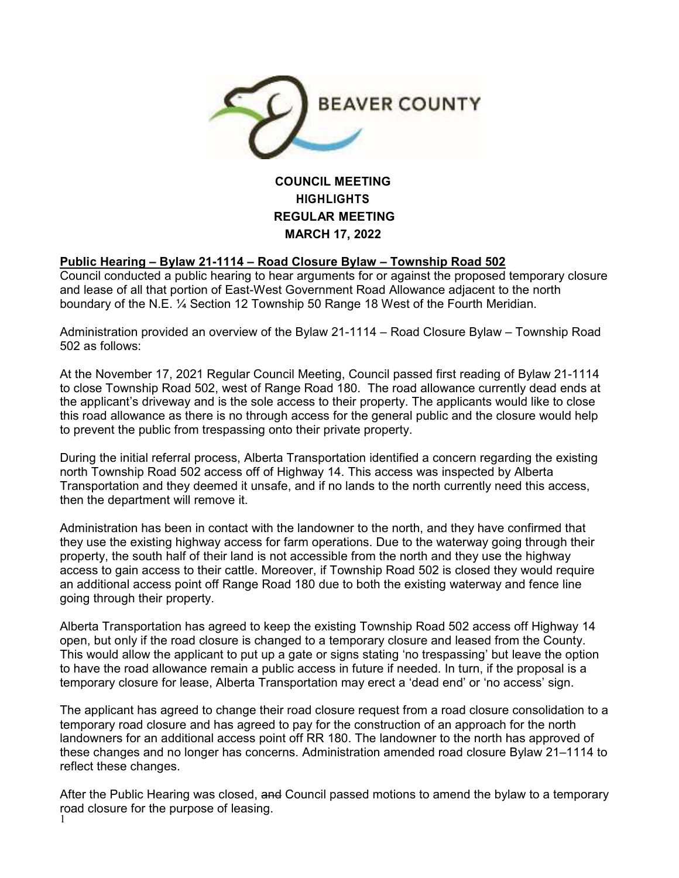BEAVER COUNTY

**COUNCIL MEETING**
**HIGHLIGHTS**
**REGULAR MEETING**
**MARCH 17, 2022**

**Public Hearing – Bylaw 21-1114 – Road Closure Bylaw – Township Road 502**

Council conducted a public hearing to hear arguments for or against the proposed temporary closure and lease of all that portion of East-West Government Road Allowance adjacent to the north boundary of the N.E. ¼ Section 12 Township 50 Range 18 West of the Fourth Meridian.

Administration provided an overview of the Bylaw 21-1114 – Road Closure Bylaw – Township Road 502 as follows:

At the November 17, 2021 Regular Council Meeting, Council passed first reading of Bylaw 21-1114 to close Township Road 502, west of Range Road 180. The road allowance currently dead ends at the applicant's driveway and is the sole access to their property. The applicants would like to close this road allowance as there is no through access for the general public and the closure would help to prevent the public from trespassing onto their private property.

During the initial referral process, Alberta Transportation identified a concern regarding the existing north Township Road 502 access off of Highway 14. This access was inspected by Alberta Transportation and they deemed it unsafe, and if no lands to the north currently need this access, then the department will remove it.

Administration has been in contact with the landowner to the north, and they have confirmed that they use the existing highway access for farm operations. Due to the waterway going through their property, the south half of their land is not accessible from the north and they use the highway access to gain access to their cattle. Moreover, if Township Road 502 is closed they would require an additional access point off Range Road 180 due to both the existing waterway and fence line going through their property.

Alberta Transportation has agreed to keep the existing Township Road 502 access off Highway 14 open, but only if the road closure is changed to a temporary closure and leased from the County. This would allow the applicant to put up a gate or signs stating 'no trespassing' but leave the option to have the road allowance remain a public access in future if needed. In turn, if the proposal is a temporary closure for lease, Alberta Transportation may erect a 'dead end' or 'no access' sign.

The applicant has agreed to change their road closure request from a road closure consolidation to a temporary road closure and has agreed to pay for the construction of an approach for the north landowners for an additional access point off RR 180. The landowner to the north has approved of these changes and no longer has concerns. Administration amended road closure Bylaw 21–1114 to reflect these changes.

After the Public Hearing was closed, ~~and~~ Council passed motions to amend the bylaw to a temporary road closure for the purpose of leasing.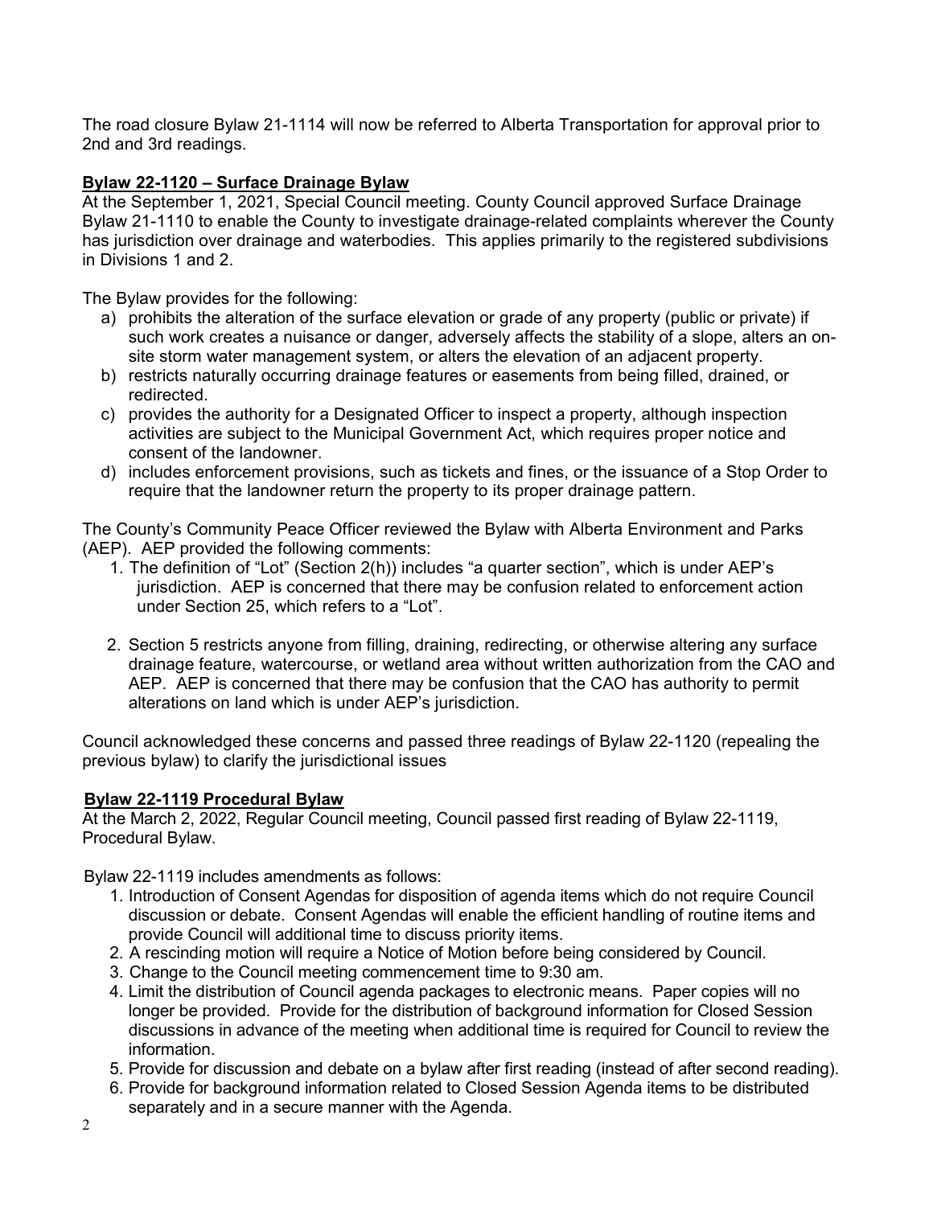The road closure Bylaw 21-1114 will now be referred to Alberta Transportation for approval prior to 2nd and 3rd readings.

**Bylaw 22-1120 – Surface Drainage Bylaw**

At the September 1, 2021, Special Council meeting. County Council approved Surface Drainage Bylaw 21-1110 to enable the County to investigate drainage-related complaints wherever the County has jurisdiction over drainage and waterbodies. This applies primarily to the registered subdivisions in Divisions 1 and 2.

The Bylaw provides for the following:

a) prohibits the alteration of the surface elevation or grade of any property (public or private) if such work creates a nuisance or danger, adversely affects the stability of a slope, alters an on-site storm water management system, or alters the elevation of an adjacent property.
b) restricts naturally occurring drainage features or easements from being filled, drained, or redirected.
c) provides the authority for a Designated Officer to inspect a property, although inspection activities are subject to the Municipal Government Act, which requires proper notice and consent of the landowner.
d) includes enforcement provisions, such as tickets and fines, or the issuance of a Stop Order to require that the landowner return the property to its proper drainage pattern.

The County's Community Peace Officer reviewed the Bylaw with Alberta Environment and Parks (AEP). AEP provided the following comments:

1. The definition of "Lot" (Section 2(h)) includes "a quarter section", which is under AEP's jurisdiction. AEP is concerned that there may be confusion related to enforcement action under Section 25, which refers to a "Lot".
2. Section 5 restricts anyone from filling, draining, redirecting, or otherwise altering any surface drainage feature, watercourse, or wetland area without written authorization from the CAO and AEP. AEP is concerned that there may be confusion that the CAO has authority to permit alterations on land which is under AEP's jurisdiction.

Council acknowledged these concerns and passed three readings of Bylaw 22-1120 (repealing the previous bylaw) to clarify the jurisdictional issues

**Bylaw 22-1119 Procedural Bylaw**

At the March 2, 2022, Regular Council meeting, Council passed first reading of Bylaw 22-1119, Procedural Bylaw.

Bylaw 22-1119 includes amendments as follows:

1. Introduction of Consent Agendas for disposition of agenda items which do not require Council discussion or debate. Consent Agendas will enable the efficient handling of routine items and provide Council will additional time to discuss priority items.
2. A rescinding motion will require a Notice of Motion before being considered by Council.
3. Change to the Council meeting commencement time to 9:30 am.
4. Limit the distribution of Council agenda packages to electronic means. Paper copies will no longer be provided. Provide for the distribution of background information for Closed Session discussions in advance of the meeting when additional time is required for Council to review the information.
5. Provide for discussion and debate on a bylaw after first reading (instead of after second reading).
6. Provide for background information related to Closed Session Agenda items to be distributed separately and in a secure manner with the Agenda.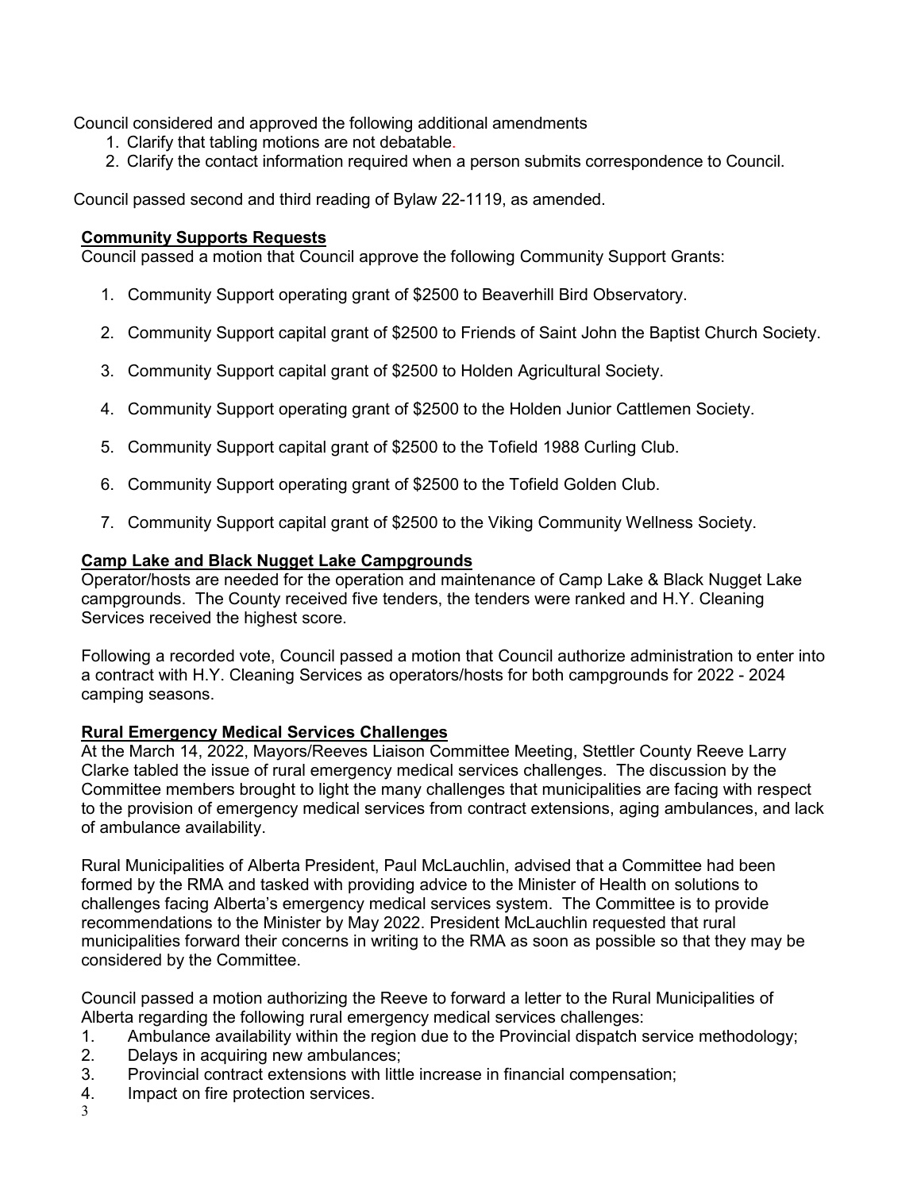Council considered and approved the following additional amendments

1. Clarify that tabling motions are not debatable.
2. Clarify the contact information required when a person submits correspondence to Council.

Council passed second and third reading of Bylaw 22-1119, as amended.

### Community Supports Requests

Council passed a motion that Council approve the following Community Support Grants:

1. Community Support operating grant of $2500 to Beaverhill Bird Observatory.
2. Community Support capital grant of $2500 to Friends of Saint John the Baptist Church Society.
3. Community Support capital grant of $2500 to Holden Agricultural Society.
4. Community Support operating grant of $2500 to the Holden Junior Cattlemen Society.
5. Community Support capital grant of $2500 to the Tofield 1988 Curling Club.
6. Community Support operating grant of $2500 to the Tofield Golden Club.
7. Community Support capital grant of $2500 to the Viking Community Wellness Society.

### Camp Lake and Black Nugget Lake Campgrounds

Operator/hosts are needed for the operation and maintenance of Camp Lake & Black Nugget Lake campgrounds. The County received five tenders, the tenders were ranked and H.Y. Cleaning Services received the highest score.

Following a recorded vote, Council passed a motion that Council authorize administration to enter into a contract with H.Y. Cleaning Services as operators/hosts for both campgrounds for 2022 - 2024 camping seasons.

### Rural Emergency Medical Services Challenges

At the March 14, 2022, Mayors/Reeves Liaison Committee Meeting, Stettler County Reeve Larry Clarke tabled the issue of rural emergency medical services challenges. The discussion by the Committee members brought to light the many challenges that municipalities are facing with respect to the provision of emergency medical services from contract extensions, aging ambulances, and lack of ambulance availability.

Rural Municipalities of Alberta President, Paul McLauchlin, advised that a Committee had been formed by the RMA and tasked with providing advice to the Minister of Health on solutions to challenges facing Alberta's emergency medical services system. The Committee is to provide recommendations to the Minister by May 2022. President McLauchlin requested that rural municipalities forward their concerns in writing to the RMA as soon as possible so that they may be considered by the Committee.

Council passed a motion authorizing the Reeve to forward a letter to the Rural Municipalities of Alberta regarding the following rural emergency medical services challenges:

1. Ambulance availability within the region due to the Provincial dispatch service methodology;
2. Delays in acquiring new ambulances;
3. Provincial contract extensions with little increase in financial compensation;
4. Impact on fire protection services.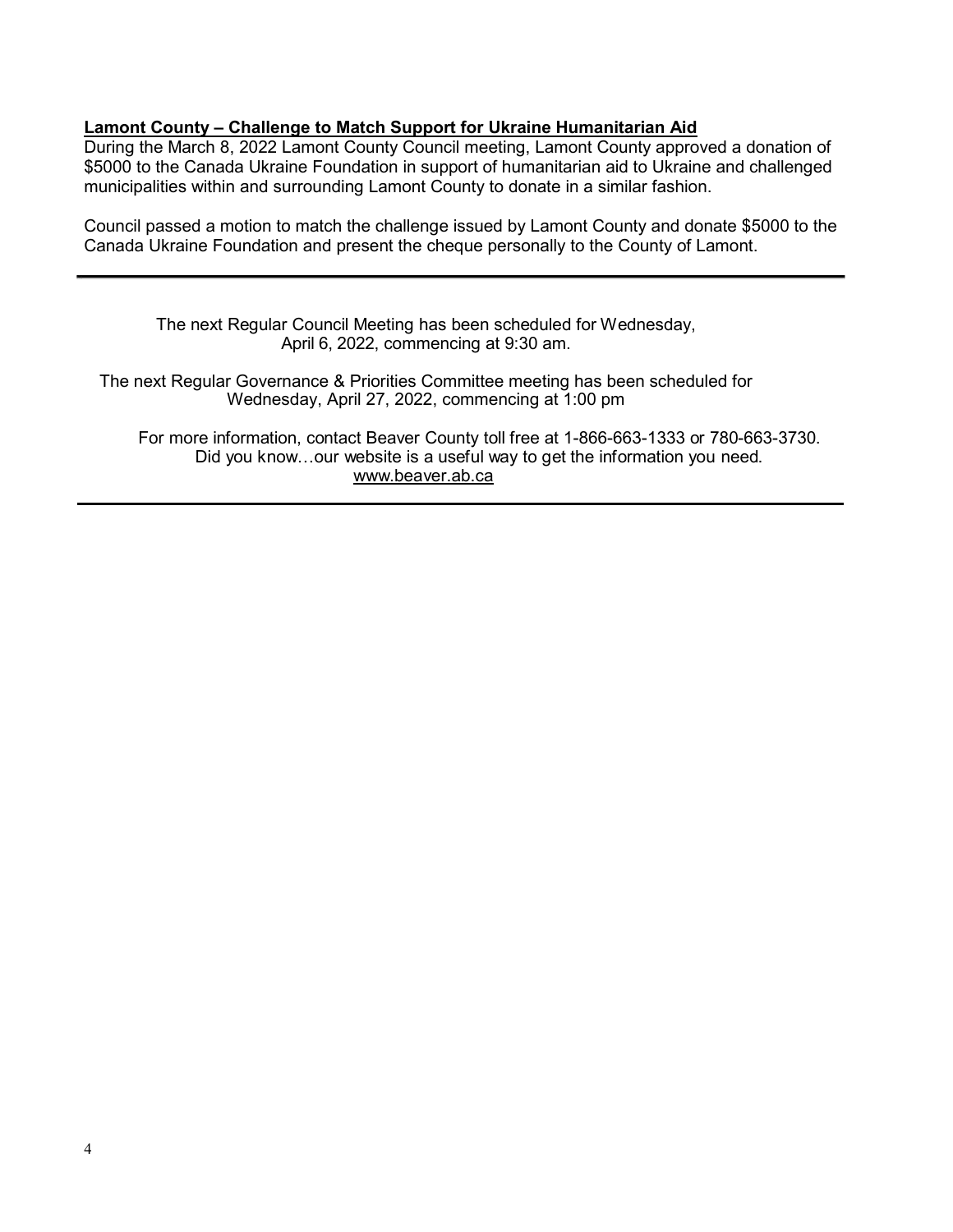**Lamont County – Challenge to Match Support for Ukraine Humanitarian Aid**

During the March 8, 2022 Lamont County Council meeting, Lamont County approved a donation of $5000 to the Canada Ukraine Foundation in support of humanitarian aid to Ukraine and challenged municipalities within and surrounding Lamont County to donate in a similar fashion.

Council passed a motion to match the challenge issued by Lamont County and donate $5000 to the Canada Ukraine Foundation and present the cheque personally to the County of Lamont.

---

The next Regular Council Meeting has been scheduled for Wednesday, April 6, 2022, commencing at 9:30 am.

The next Regular Governance & Priorities Committee meeting has been scheduled for Wednesday, April 27, 2022, commencing at 1:00 pm

For more information, contact Beaver County toll free at 1-866-663-1333 or 780-663-3730.
Did you know…our website is a useful way to get the information you need.
www.beaver.ab.ca

---